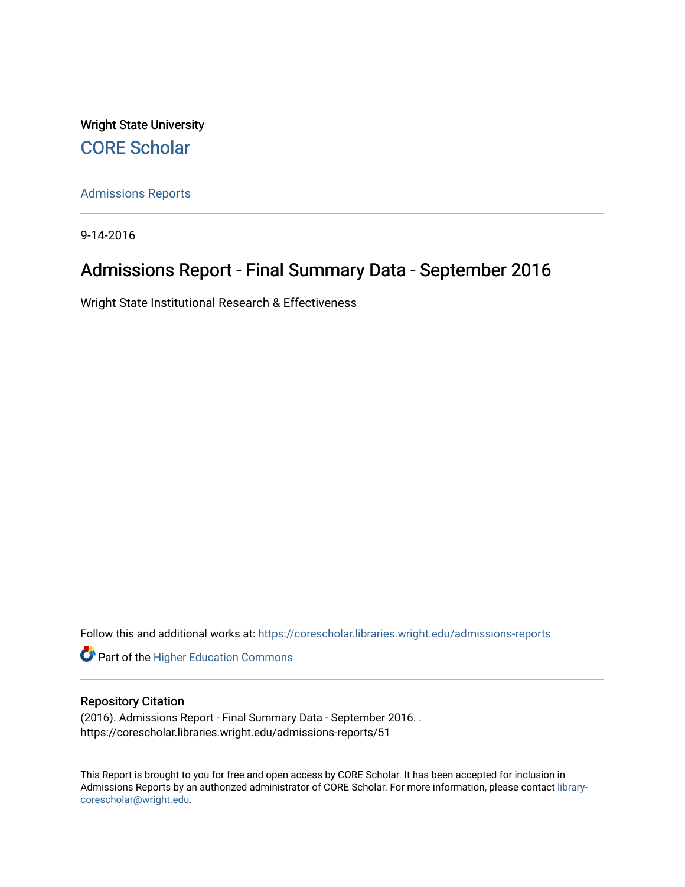Wright State University

CORE Scholar

Admissions Reports

9-14-2016

# Admissions Report - Final Summary Data - September 2016

Wright State Institutional Research & Effectiveness

Follow this and additional works at: https://corescholar.libraries.wright.edu/admissions-reports

Part of the Higher Education Commons

## Repository Citation

(2016). Admissions Report - Final Summary Data - September 2016. .
https://corescholar.libraries.wright.edu/admissions-reports/51

This Report is brought to you for free and open access by CORE Scholar. It has been accepted for inclusion in Admissions Reports by an authorized administrator of CORE Scholar. For more information, please contact library-corescholar@wright.edu.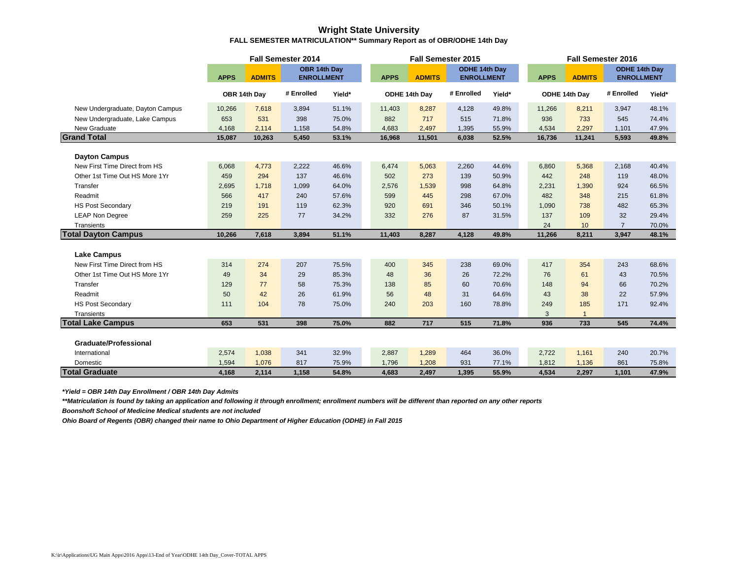# Wright State University

### FALL SEMESTER MATRICULATION** Summary Report as of OBR/ODHE 14th Day

| | Fall Semester 2014 | | | | Fall Semester 2015 | | | | Fall Semester 2016 | | | |
|---|---|---|---|---|---|---|---|---|---|---|---|---|
| | APPS | ADMITS | OBR 14th Day ENROLLMENT | | APPS | ADMITS | ODHE 14th Day ENROLLMENT | | APPS | ADMITS | ODHE 14th Day ENROLLMENT | |
| | OBR 14th Day | | # Enrolled | Yield* | ODHE 14th Day | | # Enrolled | Yield* | ODHE 14th Day | | # Enrolled | Yield* |
| New Undergraduate, Dayton Campus | 10,266 | 7,618 | 3,894 | 51.1% | 11,403 | 8,287 | 4,128 | 49.8% | 11,266 | 8,211 | 3,947 | 48.1% |
| New Undergraduate, Lake Campus | 653 | 531 | 398 | 75.0% | 882 | 717 | 515 | 71.8% | 936 | 733 | 545 | 74.4% |
| New Graduate | 4,168 | 2,114 | 1,158 | 54.8% | 4,683 | 2,497 | 1,395 | 55.9% | 4,534 | 2,297 | 1,101 | 47.9% |
| **Grand Total** | **15,087** | **10,263** | **5,450** | **53.1%** | **16,968** | **11,501** | **6,038** | **52.5%** | **16,736** | **11,241** | **5,593** | **49.8%** |
| **Dayton Campus** | | | | | | | | | | | | |
| New First Time Direct from HS | 6,068 | 4,773 | 2,222 | 46.6% | 6,474 | 5,063 | 2,260 | 44.6% | 6,860 | 5,368 | 2,168 | 40.4% |
| Other 1st Time Out HS More 1Yr | 459 | 294 | 137 | 46.6% | 502 | 273 | 139 | 50.9% | 442 | 248 | 119 | 48.0% |
| Transfer | 2,695 | 1,718 | 1,099 | 64.0% | 2,576 | 1,539 | 998 | 64.8% | 2,231 | 1,390 | 924 | 66.5% |
| Readmit | 566 | 417 | 240 | 57.6% | 599 | 445 | 298 | 67.0% | 482 | 348 | 215 | 61.8% |
| HS Post Secondary | 219 | 191 | 119 | 62.3% | 920 | 691 | 346 | 50.1% | 1,090 | 738 | 482 | 65.3% |
| LEAP Non Degree | 259 | 225 | 77 | 34.2% | 332 | 276 | 87 | 31.5% | 137 | 109 | 32 | 29.4% |
| Transients | | | | | | | | | 24 | 10 | 7 | 70.0% |
| **Total Dayton Campus** | **10,266** | **7,618** | **3,894** | **51.1%** | **11,403** | **8,287** | **4,128** | **49.8%** | **11,266** | **8,211** | **3,947** | **48.1%** |
| **Lake Campus** | | | | | | | | | | | | |
| New First Time Direct from HS | 314 | 274 | 207 | 75.5% | 400 | 345 | 238 | 69.0% | 417 | 354 | 243 | 68.6% |
| Other 1st Time Out HS More 1Yr | 49 | 34 | 29 | 85.3% | 48 | 36 | 26 | 72.2% | 76 | 61 | 43 | 70.5% |
| Transfer | 129 | 77 | 58 | 75.3% | 138 | 85 | 60 | 70.6% | 148 | 94 | 66 | 70.2% |
| Readmit | 50 | 42 | 26 | 61.9% | 56 | 48 | 31 | 64.6% | 43 | 38 | 22 | 57.9% |
| HS Post Secondary | 111 | 104 | 78 | 75.0% | 240 | 203 | 160 | 78.8% | 249 | 185 | 171 | 92.4% |
| Transients | | | | | | | | | 3 | 1 | | |
| **Total Lake Campus** | **653** | **531** | **398** | **75.0%** | **882** | **717** | **515** | **71.8%** | **936** | **733** | **545** | **74.4%** |
| **Graduate/Professional** | | | | | | | | | | | | |
| International | 2,574 | 1,038 | 341 | 32.9% | 2,887 | 1,289 | 464 | 36.0% | 2,722 | 1,161 | 240 | 20.7% |
| Domestic | 1,594 | 1,076 | 817 | 75.9% | 1,796 | 1,208 | 931 | 77.1% | 1,812 | 1,136 | 861 | 75.8% |
| **Total Graduate** | **4,168** | **2,114** | **1,158** | **54.8%** | **4,683** | **2,497** | **1,395** | **55.9%** | **4,534** | **2,297** | **1,101** | **47.9%** |

***Yield = OBR 14th Day Enrollment / OBR 14th Day Admits***

****Matriculation is found by taking an application and following it through enrollment; enrollment numbers will be different than reported on any other reports***

***Boonshoft School of Medicine Medical students are not included***

***Ohio Board of Regents (OBR) changed their name to Ohio Department of Higher Education (ODHE) in Fall 2015***

K:\ir\Applications\UG Main Apps\2016 Apps\13-End of Year\ODHE 14th Day_Cover-TOTAL APPS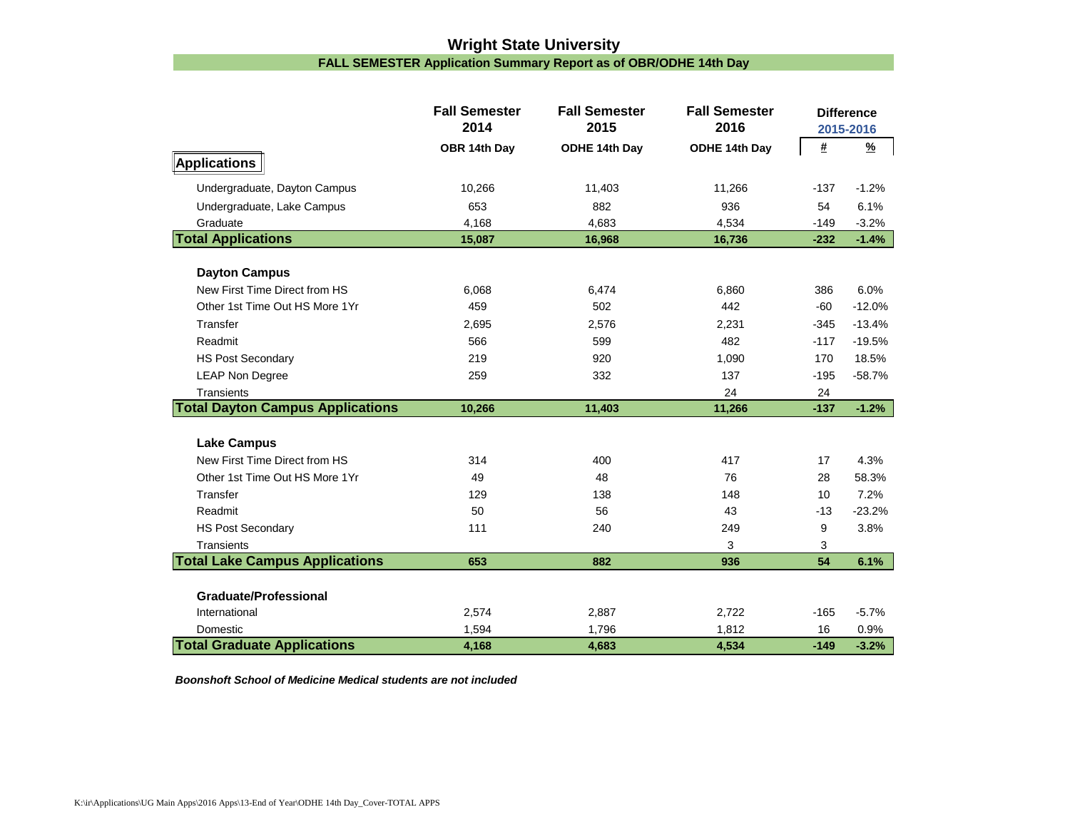# Wright State University

## FALL SEMESTER Application Summary Report as of OBR/ODHE 14th Day

| | Fall Semester 2014 | Fall Semester 2015 | Fall Semester 2016 | Difference 2015-2016 | |
|---|---|---|---|---|---|
| | OBR 14th Day | ODHE 14th Day | ODHE 14th Day | # | % |
| **Applications** | | | | | |
| Undergraduate, Dayton Campus | 10,266 | 11,403 | 11,266 | -137 | -1.2% |
| Undergraduate, Lake Campus | 653 | 882 | 936 | 54 | 6.1% |
| Graduate | 4,168 | 4,683 | 4,534 | -149 | -3.2% |
| **Total Applications** | **15,087** | **16,968** | **16,736** | **-232** | **-1.4%** |
| **Dayton Campus** | | | | | |
| New First Time Direct from HS | 6,068 | 6,474 | 6,860 | 386 | 6.0% |
| Other 1st Time Out HS More 1Yr | 459 | 502 | 442 | -60 | -12.0% |
| Transfer | 2,695 | 2,576 | 2,231 | -345 | -13.4% |
| Readmit | 566 | 599 | 482 | -117 | -19.5% |
| HS Post Secondary | 219 | 920 | 1,090 | 170 | 18.5% |
| LEAP Non Degree | 259 | 332 | 137 | -195 | -58.7% |
| Transients | | | 24 | 24 | |
| **Total Dayton Campus Applications** | **10,266** | **11,403** | **11,266** | **-137** | **-1.2%** |
| **Lake Campus** | | | | | |
| New First Time Direct from HS | 314 | 400 | 417 | 17 | 4.3% |
| Other 1st Time Out HS More 1Yr | 49 | 48 | 76 | 28 | 58.3% |
| Transfer | 129 | 138 | 148 | 10 | 7.2% |
| Readmit | 50 | 56 | 43 | -13 | -23.2% |
| HS Post Secondary | 111 | 240 | 249 | 9 | 3.8% |
| Transients | | | 3 | 3 | |
| **Total Lake Campus Applications** | **653** | **882** | **936** | **54** | **6.1%** |
| **Graduate/Professional** | | | | | |
| International | 2,574 | 2,887 | 2,722 | -165 | -5.7% |
| Domestic | 1,594 | 1,796 | 1,812 | 16 | 0.9% |
| **Total Graduate Applications** | **4,168** | **4,683** | **4,534** | **-149** | **-3.2%** |

***Boonshoft School of Medicine Medical students are not included***

K:\ir\Applications\UG Main Apps\2016 Apps\13-End of Year\ODHE 14th Day_Cover-TOTAL APPS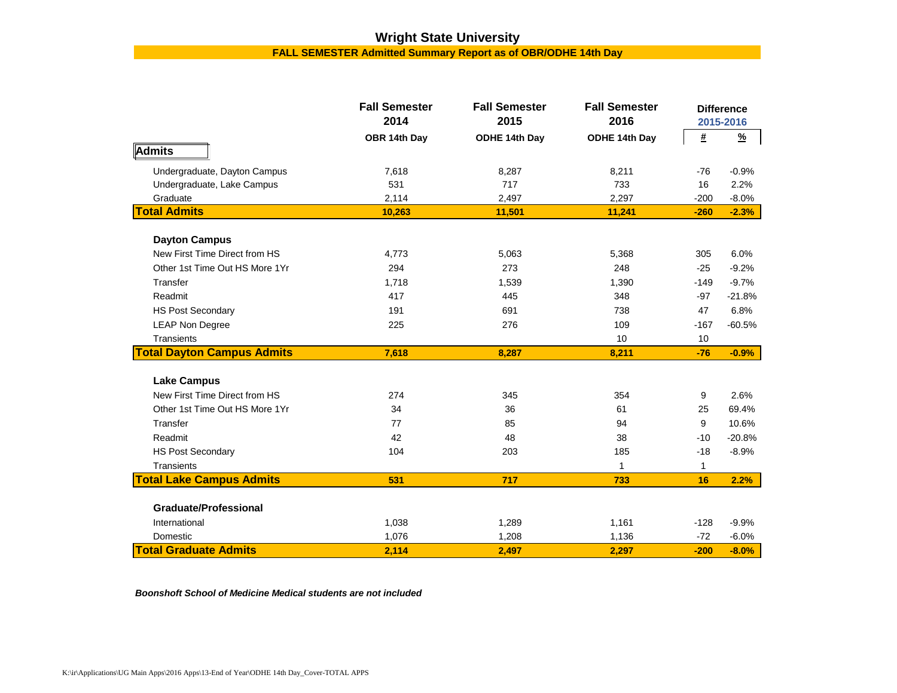# Wright State University

## FALL SEMESTER Admitted Summary Report as of OBR/ODHE 14th Day

| | Fall Semester 2014 | Fall Semester 2015 | Fall Semester 2016 | Difference 2015-2016 | |
|---|---|---|---|---|---|
| | OBR 14th Day | ODHE 14th Day | ODHE 14th Day | # | % |
| **Admits** | | | | | |
| Undergraduate, Dayton Campus | 7,618 | 8,287 | 8,211 | -76 | -0.9% |
| Undergraduate, Lake Campus | 531 | 717 | 733 | 16 | 2.2% |
| Graduate | 2,114 | 2,497 | 2,297 | -200 | -8.0% |
| **Total Admits** | **10,263** | **11,501** | **11,241** | **-260** | **-2.3%** |
| **Dayton Campus** | | | | | |
| New First Time Direct from HS | 4,773 | 5,063 | 5,368 | 305 | 6.0% |
| Other 1st Time Out HS More 1Yr | 294 | 273 | 248 | -25 | -9.2% |
| Transfer | 1,718 | 1,539 | 1,390 | -149 | -9.7% |
| Readmit | 417 | 445 | 348 | -97 | -21.8% |
| HS Post Secondary | 191 | 691 | 738 | 47 | 6.8% |
| LEAP Non Degree | 225 | 276 | 109 | -167 | -60.5% |
| Transients | | | 10 | 10 | |
| **Total Dayton Campus Admits** | **7,618** | **8,287** | **8,211** | **-76** | **-0.9%** |
| **Lake Campus** | | | | | |
| New First Time Direct from HS | 274 | 345 | 354 | 9 | 2.6% |
| Other 1st Time Out HS More 1Yr | 34 | 36 | 61 | 25 | 69.4% |
| Transfer | 77 | 85 | 94 | 9 | 10.6% |
| Readmit | 42 | 48 | 38 | -10 | -20.8% |
| HS Post Secondary | 104 | 203 | 185 | -18 | -8.9% |
| Transients | | | 1 | 1 | |
| **Total Lake Campus Admits** | **531** | **717** | **733** | **16** | **2.2%** |
| **Graduate/Professional** | | | | | |
| International | 1,038 | 1,289 | 1,161 | -128 | -9.9% |
| Domestic | 1,076 | 1,208 | 1,136 | -72 | -6.0% |
| **Total Graduate Admits** | **2,114** | **2,497** | **2,297** | **-200** | **-8.0%** |

***Boonshoft School of Medicine Medical students are not included***

K:\ir\Applications\UG Main Apps\2016 Apps\13-End of Year\ODHE 14th Day_Cover-TOTAL APPS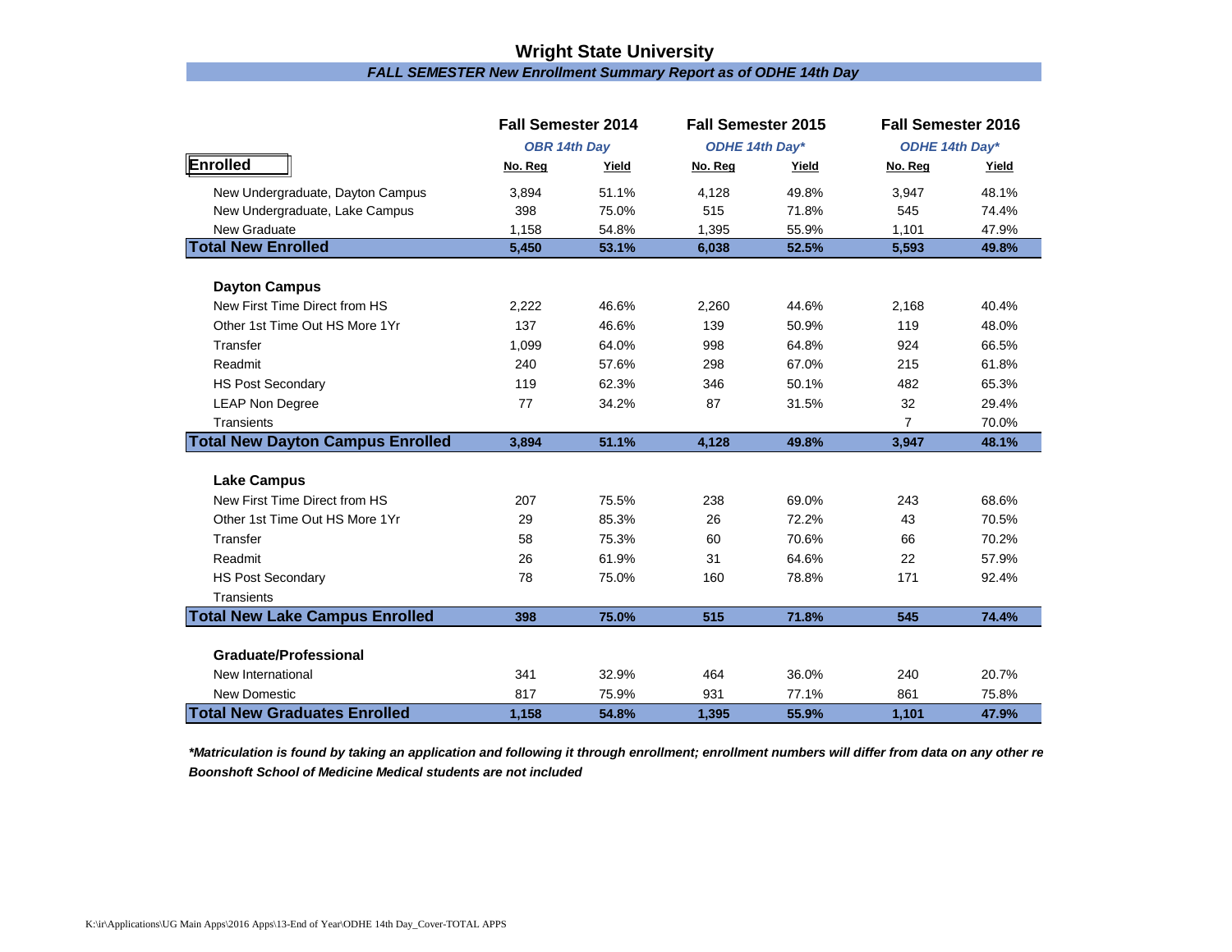# Wright State University

***FALL SEMESTER New Enrollment Summary Report as of ODHE 14th Day***

| | Fall Semester 2014 | | Fall Semester 2015 | | Fall Semester 2016 | |
|---|---|---|---|---|---|---|
| | *OBR 14th Day* | | *ODHE 14th Day\** | | *ODHE 14th Day\** | |
| **Enrolled** | No. Reg | Yield | No. Reg | Yield | No. Reg | Yield |
| New Undergraduate, Dayton Campus | 3,894 | 51.1% | 4,128 | 49.8% | 3,947 | 48.1% |
| New Undergraduate, Lake Campus | 398 | 75.0% | 515 | 71.8% | 545 | 74.4% |
| New Graduate | 1,158 | 54.8% | 1,395 | 55.9% | 1,101 | 47.9% |
| **Total New Enrolled** | **5,450** | **53.1%** | **6,038** | **52.5%** | **5,593** | **49.8%** |
| **Dayton Campus** | | | | | | |
| New First Time Direct from HS | 2,222 | 46.6% | 2,260 | 44.6% | 2,168 | 40.4% |
| Other 1st Time Out HS More 1Yr | 137 | 46.6% | 139 | 50.9% | 119 | 48.0% |
| Transfer | 1,099 | 64.0% | 998 | 64.8% | 924 | 66.5% |
| Readmit | 240 | 57.6% | 298 | 67.0% | 215 | 61.8% |
| HS Post Secondary | 119 | 62.3% | 346 | 50.1% | 482 | 65.3% |
| LEAP Non Degree | 77 | 34.2% | 87 | 31.5% | 32 | 29.4% |
| Transients | | | | | 7 | 70.0% |
| **Total New Dayton Campus Enrolled** | **3,894** | **51.1%** | **4,128** | **49.8%** | **3,947** | **48.1%** |
| **Lake Campus** | | | | | | |
| New First Time Direct from HS | 207 | 75.5% | 238 | 69.0% | 243 | 68.6% |
| Other 1st Time Out HS More 1Yr | 29 | 85.3% | 26 | 72.2% | 43 | 70.5% |
| Transfer | 58 | 75.3% | 60 | 70.6% | 66 | 70.2% |
| Readmit | 26 | 61.9% | 31 | 64.6% | 22 | 57.9% |
| HS Post Secondary | 78 | 75.0% | 160 | 78.8% | 171 | 92.4% |
| Transients | | | | | | |
| **Total New Lake Campus Enrolled** | **398** | **75.0%** | **515** | **71.8%** | **545** | **74.4%** |
| **Graduate/Professional** | | | | | | |
| New International | 341 | 32.9% | 464 | 36.0% | 240 | 20.7% |
| New Domestic | 817 | 75.9% | 931 | 77.1% | 861 | 75.8% |
| **Total New Graduates Enrolled** | **1,158** | **54.8%** | **1,395** | **55.9%** | **1,101** | **47.9%** |

***Matriculation is found by taking an application and following it through enrollment; enrollment numbers will differ from data on any other re***

***Boonshoft School of Medicine Medical students are not included***

K:\ir\Applications\UG Main Apps\2016 Apps\13-End of Year\ODHE 14th Day_Cover-TOTAL APPS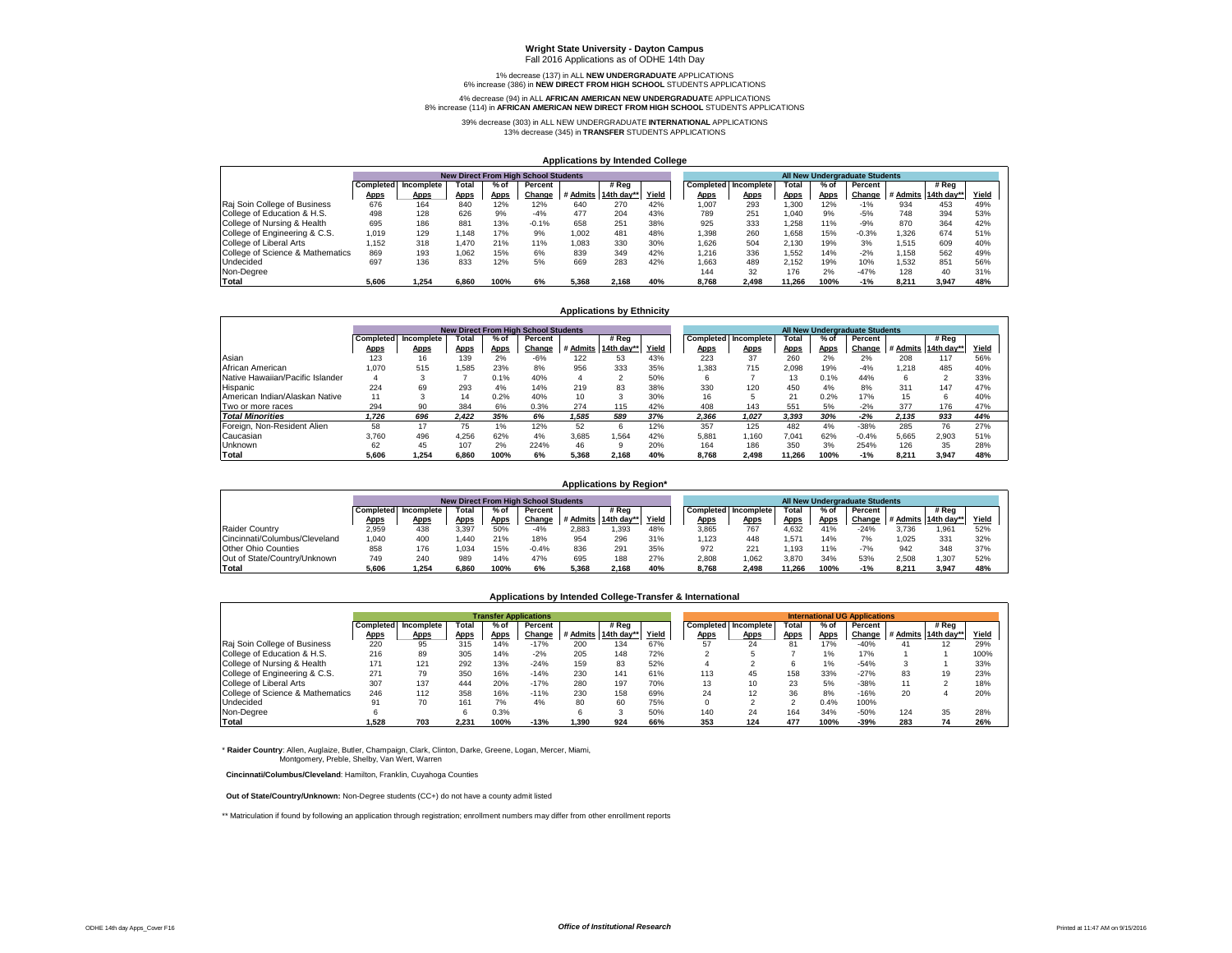# Wright State University - Dayton Campus

Fall 2016 Applications as of ODHE 14th Day

1% decrease (137) in ALL **NEW UNDERGRADUATE** APPLICATIONS
6% increase (386) in **NEW DIRECT FROM HIGH SCHOOL** STUDENTS APPLICATIONS

4% decrease (94) in ALL **AFRICAN AMERICAN NEW UNDERGRADUAT**E APPLICATIONS
8% increase (114) in **AFRICAN AMERICAN NEW DIRECT FROM HIGH SCHOOL** STUDENTS APPLICATIONS

39% decrease (303) in ALL NEW UNDERGRADUATE **INTERNATIONAL** APPLICATIONS
13% decrease (345) in **TRANSFER** STUDENTS APPLICATIONS

## Applications by Intended College

| | New Direct From High School Students | | | | | | | | All New Undergraduate Students | | | | | | | |
|---|---|---|---|---|---|---|---|---|---|---|---|---|---|---|---|---|
| | Completed Apps | Incomplete Apps | Total Apps | % of Apps | Percent Change | # Admits | # Reg 14th day** | Yield | Completed Apps | Incomplete Apps | Total Apps | % of Apps | Percent Change | # Admits | # Reg 14th day** | Yield |
| Raj Soin College of Business | 676 | 164 | 840 | 12% | 12% | 640 | 270 | 42% | 1,007 | 293 | 1,300 | 12% | -1% | 934 | 453 | 49% |
| College of Education & H.S. | 498 | 128 | 626 | 9% | -4% | 477 | 204 | 43% | 789 | 251 | 1,040 | 9% | -5% | 748 | 394 | 53% |
| College of Nursing & Health | 695 | 186 | 881 | 13% | -0.1% | 658 | 251 | 38% | 925 | 333 | 1,258 | 11% | -9% | 870 | 364 | 42% |
| College of Engineering & C.S. | 1,019 | 129 | 1,148 | 17% | 9% | 1,002 | 481 | 48% | 1,398 | 260 | 1,658 | 15% | -0.3% | 1,326 | 674 | 51% |
| College of Liberal Arts | 1,152 | 318 | 1,470 | 21% | 11% | 1,083 | 330 | 30% | 1,626 | 504 | 2,130 | 19% | 3% | 1,515 | 609 | 40% |
| College of Science & Mathematics | 869 | 193 | 1,062 | 15% | 6% | 839 | 349 | 42% | 1,216 | 336 | 1,552 | 14% | -2% | 1,158 | 562 | 49% |
| Undecided | 697 | 136 | 833 | 12% | 5% | 669 | 283 | 42% | 1,663 | 489 | 2,152 | 19% | 10% | 1,532 | 851 | 56% |
| Non-Degree | | | | | | | | | 144 | 32 | 176 | 2% | -47% | 128 | 40 | 31% |
| **Total** | **5,606** | **1,254** | **6,860** | **100%** | **6%** | **5,368** | **2,168** | **40%** | **8,768** | **2,498** | **11,266** | **100%** | **-1%** | **8,211** | **3,947** | **48%** |

## Applications by Ethnicity

| | New Direct From High School Students | | | | | | | | All New Undergraduate Students | | | | | | | |
|---|---|---|---|---|---|---|---|---|---|---|---|---|---|---|---|---|
| | Completed Apps | Incomplete Apps | Total Apps | % of Apps | Percent Change | # Admits | # Reg 14th day** | Yield | Completed Apps | Incomplete Apps | Total Apps | % of Apps | Percent Change | # Admits | # Reg 14th day** | Yield |
| Asian | 123 | 16 | 139 | 2% | -6% | 122 | 53 | 43% | 223 | 37 | 260 | 2% | 2% | 208 | 117 | 56% |
| African American | 1,070 | 515 | 1,585 | 23% | 8% | 956 | 333 | 35% | 1,383 | 715 | 2,098 | 19% | -4% | 1,218 | 485 | 40% |
| Native Hawaiian/Pacific Islander | 4 | 3 | 7 | 0.1% | 40% | 4 | 2 | 50% | 6 | 7 | 13 | 0.1% | 44% | 6 | 2 | 33% |
| Hispanic | 224 | 69 | 293 | 4% | 14% | 219 | 83 | 38% | 330 | 120 | 450 | 4% | 8% | 311 | 147 | 47% |
| American Indian/Alaskan Native | 11 | 3 | 14 | 0.2% | 40% | 10 | 3 | 30% | 16 | 5 | 21 | 0.2% | 17% | 15 | 6 | 40% |
| Two or more races | 294 | 90 | 384 | 6% | 0.3% | 274 | 115 | 42% | 408 | 143 | 551 | 5% | -2% | 377 | 176 | 47% |
| ***Total Minorities*** | ***1,726*** | ***696*** | ***2,422*** | ***35%*** | ***6%*** | ***1,585*** | ***589*** | ***37%*** | ***2,366*** | ***1,027*** | ***3,393*** | ***30%*** | ***-2%*** | ***2,135*** | ***933*** | ***44%*** |
| Foreign, Non-Resident Alien | 58 | 17 | 75 | 1% | 12% | 52 | 6 | 12% | 357 | 125 | 482 | 4% | -38% | 285 | 76 | 27% |
| Caucasian | 3,760 | 496 | 4,256 | 62% | 4% | 3,685 | 1,564 | 42% | 5,881 | 1,160 | 7,041 | 62% | -0.4% | 5,665 | 2,903 | 51% |
| Unknown | 62 | 45 | 107 | 2% | 224% | 46 | 9 | 20% | 164 | 186 | 350 | 3% | 254% | 126 | 35 | 28% |
| **Total** | **5,606** | **1,254** | **6,860** | **100%** | **6%** | **5,368** | **2,168** | **40%** | **8,768** | **2,498** | **11,266** | **100%** | **-1%** | **8,211** | **3,947** | **48%** |

## Applications by Region*

| | New Direct From High School Students | | | | | | | | All New Undergraduate Students | | | | | | | |
|---|---|---|---|---|---|---|---|---|---|---|---|---|---|---|---|---|
| | Completed Apps | Incomplete Apps | Total Apps | % of Apps | Percent Change | # Admits | # Reg 14th day** | Yield | Completed Apps | Incomplete Apps | Total Apps | % of Apps | Percent Change | # Admits | # Reg 14th day** | Yield |
| Raider Country | 2,959 | 438 | 3,397 | 50% | -4% | 2,883 | 1,393 | 48% | 3,865 | 767 | 4,632 | 41% | -24% | 3,736 | 1,961 | 52% |
| Cincinnati/Columbus/Cleveland | 1,040 | 400 | 1,440 | 21% | 18% | 954 | 296 | 31% | 1,123 | 448 | 1,571 | 14% | 7% | 1,025 | 331 | 32% |
| Other Ohio Counties | 858 | 176 | 1,034 | 15% | -0.4% | 836 | 291 | 35% | 972 | 221 | 1,193 | 11% | -7% | 942 | 348 | 37% |
| Out of State/Country/Unknown | 749 | 240 | 989 | 14% | 47% | 695 | 188 | 27% | 2,808 | 1,062 | 3,870 | 34% | 53% | 2,508 | 1,307 | 52% |
| **Total** | **5,606** | **1,254** | **6,860** | **100%** | **6%** | **5,368** | **2,168** | **40%** | **8,768** | **2,498** | **11,266** | **100%** | **-1%** | **8,211** | **3,947** | **48%** |

## Applications by Intended College-Transfer & International

| | Transfer Applications | | | | | | | | International UG Applications | | | | | | | |
|---|---|---|---|---|---|---|---|---|---|---|---|---|---|---|---|---|
| | Completed Apps | Incomplete Apps | Total Apps | % of Apps | Percent Change | # Admits | # Reg 14th day** | Yield | Completed Apps | Incomplete Apps | Total Apps | % of Apps | Percent Change | # Admits | # Reg 14th day** | Yield |
| Raj Soin College of Business | 220 | 95 | 315 | 14% | -17% | 200 | 134 | 67% | 57 | 24 | 81 | 17% | -40% | 41 | 12 | 29% |
| College of Education & H.S. | 216 | 89 | 305 | 14% | -2% | 205 | 148 | 72% | 2 | 5 | 7 | 1% | 17% | 1 | 1 | 100% |
| College of Nursing & Health | 171 | 121 | 292 | 13% | -24% | 159 | 83 | 52% | 4 | 2 | 6 | 1% | -54% | 3 | 1 | 33% |
| College of Engineering & C.S. | 271 | 79 | 350 | 16% | -14% | 230 | 141 | 61% | 113 | 45 | 158 | 33% | -27% | 83 | 19 | 23% |
| College of Liberal Arts | 307 | 137 | 444 | 20% | -17% | 280 | 197 | 70% | 13 | 10 | 23 | 5% | -38% | 11 | 2 | 18% |
| College of Science & Mathematics | 246 | 112 | 358 | 16% | -11% | 230 | 158 | 69% | 24 | 12 | 36 | 8% | -16% | 20 | 4 | 20% |
| Undecided | 91 | 70 | 161 | 7% | 4% | 80 | 60 | 75% | 0 | 2 | 2 | 0.4% | 100% | | | |
| Non-Degree | 6 | | 6 | 0.3% | | 6 | 3 | 50% | 140 | 24 | 164 | 34% | -50% | 124 | 35 | 28% |
| **Total** | **1,528** | **703** | **2,231** | **100%** | **-13%** | **1,390** | **924** | **66%** | **353** | **124** | **477** | **100%** | **-39%** | **283** | **74** | **26%** |

\* **Raider Country**: Allen, Auglaize, Butler, Champaign, Clark, Clinton, Darke, Greene, Logan, Mercer, Miami, Montgomery, Preble, Shelby, Van Wert, Warren

**Cincinnati/Columbus/Cleveland**: Hamilton, Franklin, Cuyahoga Counties

**Out of State/Country/Unknown:** Non-Degree students (CC+) do not have a county admit listed

** Matriculation if found by following an application through registration; enrollment numbers may differ from other enrollment reports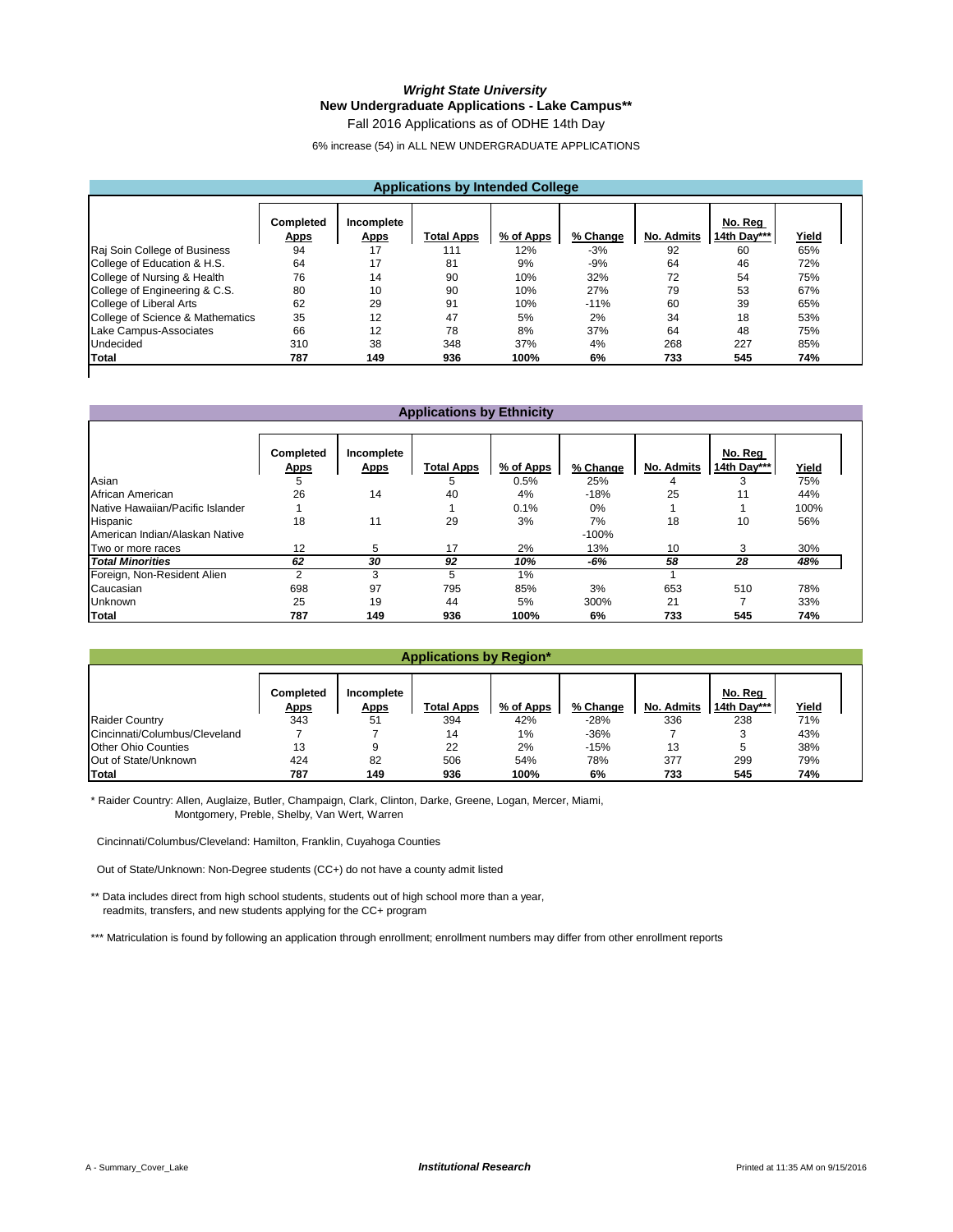# *Wright State University*

## New Undergraduate Applications - Lake Campus**

Fall 2016 Applications as of ODHE 14th Day

6% increase (54) in ALL NEW UNDERGRADUATE APPLICATIONS

### Applications by Intended College

| | Completed Apps | Incomplete Apps | Total Apps | % of Apps | % Change | No. Admits | No. Reg 14th Day*** | Yield |
|---|---|---|---|---|---|---|---|---|
| Raj Soin College of Business | 94 | 17 | 111 | 12% | -3% | 92 | 60 | 65% |
| College of Education & H.S. | 64 | 17 | 81 | 9% | -9% | 64 | 46 | 72% |
| College of Nursing & Health | 76 | 14 | 90 | 10% | 32% | 72 | 54 | 75% |
| College of Engineering & C.S. | 80 | 10 | 90 | 10% | 27% | 79 | 53 | 67% |
| College of Liberal Arts | 62 | 29 | 91 | 10% | -11% | 60 | 39 | 65% |
| College of Science & Mathematics | 35 | 12 | 47 | 5% | 2% | 34 | 18 | 53% |
| Lake Campus-Associates | 66 | 12 | 78 | 8% | 37% | 64 | 48 | 75% |
| Undecided | 310 | 38 | 348 | 37% | 4% | 268 | 227 | 85% |
| **Total** | **787** | **149** | **936** | **100%** | **6%** | **733** | **545** | **74%** |

### Applications by Ethnicity

| | Completed Apps | Incomplete Apps | Total Apps | % of Apps | % Change | No. Admits | No. Reg 14th Day*** | Yield |
|---|---|---|---|---|---|---|---|---|
| Asian | 5 | | 5 | 0.5% | 25% | 4 | 3 | 75% |
| African American | 26 | 14 | 40 | 4% | -18% | 25 | 11 | 44% |
| Native Hawaiian/Pacific Islander | 1 | | 1 | 0.1% | 0% | 1 | 1 | 100% |
| Hispanic | 18 | 11 | 29 | 3% | 7% | 18 | 10 | 56% |
| American Indian/Alaskan Native | | | | | -100% | | | |
| Two or more races | 12 | 5 | 17 | 2% | 13% | 10 | 3 | 30% |
| ***Total Minorities*** | ***62*** | ***30*** | ***92*** | ***10%*** | ***-6%*** | ***58*** | ***28*** | ***48%*** |
| Foreign, Non-Resident Alien | 2 | 3 | 5 | 1% | | 1 | | |
| Caucasian | 698 | 97 | 795 | 85% | 3% | 653 | 510 | 78% |
| Unknown | 25 | 19 | 44 | 5% | 300% | 21 | 7 | 33% |
| **Total** | **787** | **149** | **936** | **100%** | **6%** | **733** | **545** | **74%** |

### Applications by Region*

| | Completed Apps | Incomplete Apps | Total Apps | % of Apps | % Change | No. Admits | No. Reg 14th Day*** | Yield |
|---|---|---|---|---|---|---|---|---|
| Raider Country | 343 | 51 | 394 | 42% | -28% | 336 | 238 | 71% |
| Cincinnati/Columbus/Cleveland | 7 | 7 | 14 | 1% | -36% | 7 | 3 | 43% |
| Other Ohio Counties | 13 | 9 | 22 | 2% | -15% | 13 | 5 | 38% |
| Out of State/Unknown | 424 | 82 | 506 | 54% | 78% | 377 | 299 | 79% |
| **Total** | **787** | **149** | **936** | **100%** | **6%** | **733** | **545** | **74%** |

* Raider Country: Allen, Auglaize, Butler, Champaign, Clark, Clinton, Darke, Greene, Logan, Mercer, Miami, Montgomery, Preble, Shelby, Van Wert, Warren

Cincinnati/Columbus/Cleveland: Hamilton, Franklin, Cuyahoga Counties

Out of State/Unknown: Non-Degree students (CC+) do not have a county admit listed

** Data includes direct from high school students, students out of high school more than a year, readmits, transfers, and new students applying for the CC+ program

*** Matriculation is found by following an application through enrollment; enrollment numbers may differ from other enrollment reports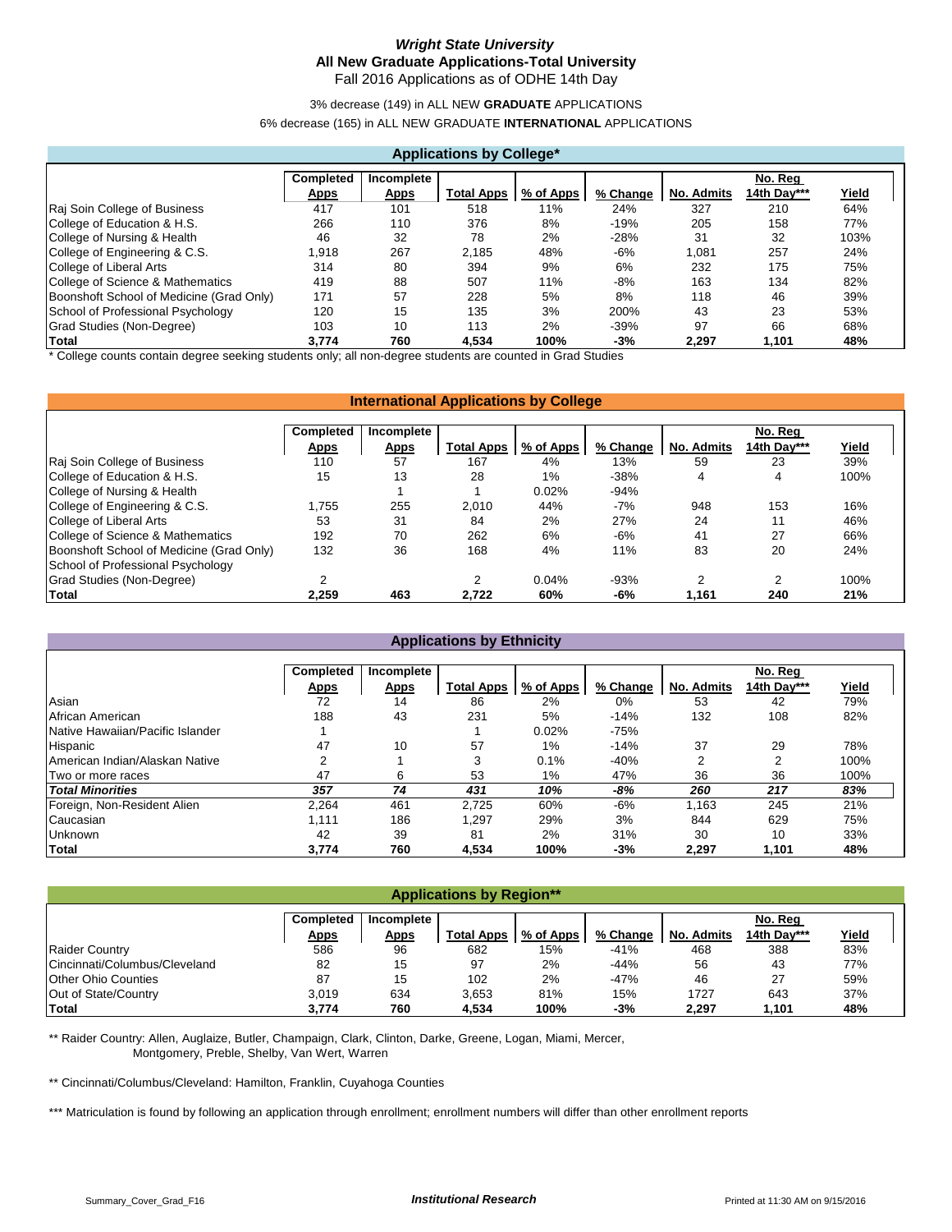# Wright State University

## All New Graduate Applications-Total University

Fall 2016 Applications as of ODHE 14th Day

3% decrease (149) in ALL NEW **GRADUATE** APPLICATIONS

6% decrease (165) in ALL NEW GRADUATE **INTERNATIONAL** APPLICATIONS

### Applications by College*

| | Completed Apps | Incomplete Apps | Total Apps | % of Apps | % Change | No. Admits | No. Reg 14th Day*** | Yield |
|---|---|---|---|---|---|---|---|---|
| Raj Soin College of Business | 417 | 101 | 518 | 11% | 24% | 327 | 210 | 64% |
| College of Education & H.S. | 266 | 110 | 376 | 8% | -19% | 205 | 158 | 77% |
| College of Nursing & Health | 46 | 32 | 78 | 2% | -28% | 31 | 32 | 103% |
| College of Engineering & C.S. | 1,918 | 267 | 2,185 | 48% | -6% | 1,081 | 257 | 24% |
| College of Liberal Arts | 314 | 80 | 394 | 9% | 6% | 232 | 175 | 75% |
| College of Science & Mathematics | 419 | 88 | 507 | 11% | -8% | 163 | 134 | 82% |
| Boonshoft School of Medicine (Grad Only) | 171 | 57 | 228 | 5% | 8% | 118 | 46 | 39% |
| School of Professional Psychology | 120 | 15 | 135 | 3% | 200% | 43 | 23 | 53% |
| Grad Studies (Non-Degree) | 103 | 10 | 113 | 2% | -39% | 97 | 66 | 68% |
| **Total** | **3,774** | **760** | **4,534** | **100%** | **-3%** | **2,297** | **1,101** | **48%** |

* College counts contain degree seeking students only; all non-degree students are counted in Grad Studies

### International Applications by College

| | Completed Apps | Incomplete Apps | Total Apps | % of Apps | % Change | No. Admits | No. Reg 14th Day*** | Yield |
|---|---|---|---|---|---|---|---|---|
| Raj Soin College of Business | 110 | 57 | 167 | 4% | 13% | 59 | 23 | 39% |
| College of Education & H.S. | 15 | 13 | 28 | 1% | -38% | 4 | 4 | 100% |
| College of Nursing & Health | | 1 | 1 | 0.02% | -94% | | | |
| College of Engineering & C.S. | 1,755 | 255 | 2,010 | 44% | -7% | 948 | 153 | 16% |
| College of Liberal Arts | 53 | 31 | 84 | 2% | 27% | 24 | 11 | 46% |
| College of Science & Mathematics | 192 | 70 | 262 | 6% | -6% | 41 | 27 | 66% |
| Boonshoft School of Medicine (Grad Only) | 132 | 36 | 168 | 4% | 11% | 83 | 20 | 24% |
| School of Professional Psychology | | | | | | | | |
| Grad Studies (Non-Degree) | 2 | | 2 | 0.04% | -93% | 2 | 2 | 100% |
| **Total** | **2,259** | **463** | **2,722** | **60%** | **-6%** | **1,161** | **240** | **21%** |

### Applications by Ethnicity

| | Completed Apps | Incomplete Apps | Total Apps | % of Apps | % Change | No. Admits | No. Reg 14th Day*** | Yield |
|---|---|---|---|---|---|---|---|---|
| Asian | 72 | 14 | 86 | 2% | 0% | 53 | 42 | 79% |
| African American | 188 | 43 | 231 | 5% | -14% | 132 | 108 | 82% |
| Native Hawaiian/Pacific Islander | 1 | | 1 | 0.02% | -75% | | | |
| Hispanic | 47 | 10 | 57 | 1% | -14% | 37 | 29 | 78% |
| American Indian/Alaskan Native | 2 | 1 | 3 | 0.1% | -40% | 2 | 2 | 100% |
| Two or more races | 47 | 6 | 53 | 1% | 47% | 36 | 36 | 100% |
| ***Total Minorities*** | ***357*** | ***74*** | ***431*** | ***10%*** | ***-8%*** | ***260*** | ***217*** | ***83%*** |
| Foreign, Non-Resident Alien | 2,264 | 461 | 2,725 | 60% | -6% | 1,163 | 245 | 21% |
| Caucasian | 1,111 | 186 | 1,297 | 29% | 3% | 844 | 629 | 75% |
| Unknown | 42 | 39 | 81 | 2% | 31% | 30 | 10 | 33% |
| **Total** | **3,774** | **760** | **4,534** | **100%** | **-3%** | **2,297** | **1,101** | **48%** |

### Applications by Region**

| | Completed Apps | Incomplete Apps | Total Apps | % of Apps | % Change | No. Admits | No. Reg 14th Day*** | Yield |
|---|---|---|---|---|---|---|---|---|
| Raider Country | 586 | 96 | 682 | 15% | -41% | 468 | 388 | 83% |
| Cincinnati/Columbus/Cleveland | 82 | 15 | 97 | 2% | -44% | 56 | 43 | 77% |
| Other Ohio Counties | 87 | 15 | 102 | 2% | -47% | 46 | 27 | 59% |
| Out of State/Country | 3,019 | 634 | 3,653 | 81% | 15% | 1727 | 643 | 37% |
| **Total** | **3,774** | **760** | **4,534** | **100%** | **-3%** | **2,297** | **1,101** | **48%** |

** Raider Country: Allen, Auglaize, Butler, Champaign, Clark, Clinton, Darke, Greene, Logan, Miami, Mercer, Montgomery, Preble, Shelby, Van Wert, Warren

** Cincinnati/Columbus/Cleveland: Hamilton, Franklin, Cuyahoga Counties

*** Matriculation is found by following an application through enrollment; enrollment numbers will differ than other enrollment reports

Summary_Cover_Grad_F16 *Institutional Research* Printed at 11:30 AM on 9/15/2016